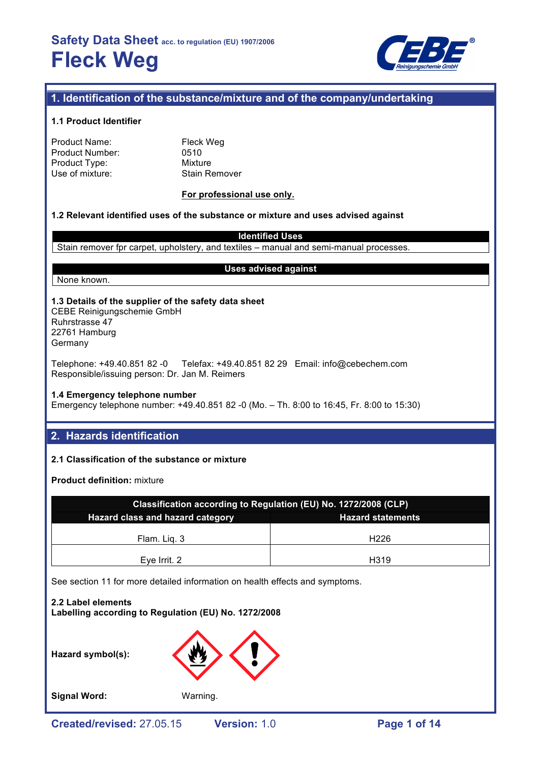# Safety Data Sheet acc. to regulation (EU) 1907/2006

# Fleck Weg

## 1. Identification of the substance/mixture and of the company/undertaking

### 1.1 Product Identifier

| | |
|---|---|
| Product Name: | Fleck Weg |
| Product Number: | 0510 |
| Product Type: | Mixture |
| Use of mixture: | Stain Remover |

**For professional use only.**

### 1.2 Relevant identified uses of the substance or mixture and uses advised against

| Identified Uses |
|---|
| Stain remover fpr carpet, upholstery, and textiles – manual and semi-manual processes. |

| Uses advised against |
|---|
| None known. |

### 1.3 Details of the supplier of the safety data sheet

CEBE Reinigungschemie GmbH
Ruhrstrasse 47
22761 Hamburg
Germany

Telephone: +49.40.851 82 -0 Telefax: +49.40.851 82 29 Email: info@cebechem.com
Responsible/issuing person: Dr. Jan M. Reimers

### 1.4 Emergency telephone number

Emergency telephone number: +49.40.851 82 -0 (Mo. – Th. 8:00 to 16:45, Fr. 8:00 to 15:30)

## 2. Hazards identification

### 2.1 Classification of the substance or mixture

**Product definition:** mixture

| Classification according to Regulation (EU) No. 1272/2008 (CLP) | |
|---|---|
| **Hazard class and hazard category** | **Hazard statements** |
| Flam. Liq. 3 | H226 |
| Eye Irrit. 2 | H319 |

See section 11 for more detailed information on health effects and symptoms.

### 2.2 Label elements

**Labelling according to Regulation (EU) No. 1272/2008**

**Hazard symbol(s):**

**Signal Word:** Warning.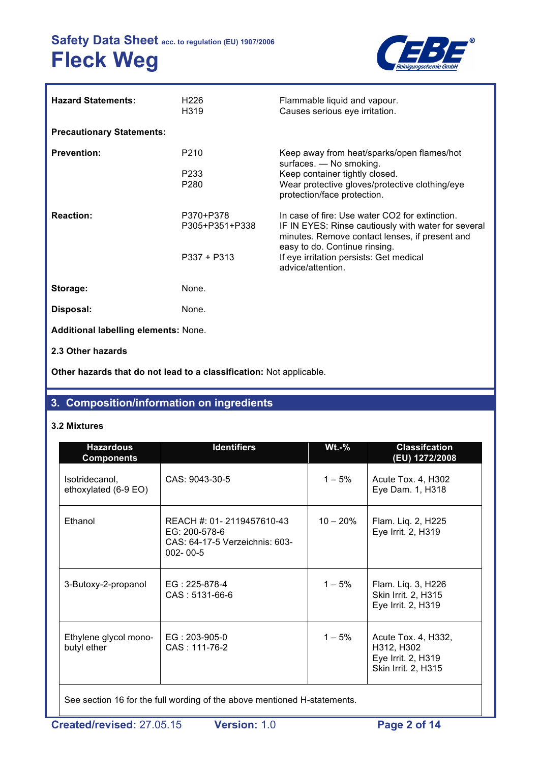| | | |
|---|---|---|
| **Hazard Statements:** | H226<br>H319 | Flammable liquid and vapour.<br>Causes serious eye irritation. |

**Precautionary Statements:**

| | | |
|---|---|---|
| **Prevention:** | P210 | Keep away from heat/sparks/open flames/hot surfaces. — No smoking. |
| | P233 | Keep container tightly closed. |
| | P280 | Wear protective gloves/protective clothing/eye protection/face protection. |
| **Reaction:** | P370+P378 | In case of fire: Use water CO2 for extinction. |
| | P305+P351+P338 | IF IN EYES: Rinse cautiously with water for several minutes. Remove contact lenses, if present and easy to do. Continue rinsing. |
| | P337 + P313 | If eye irritation persists: Get medical advice/attention. |
| **Storage:** | None. | |
| **Disposal:** | None. | |

**Additional labelling elements:** None.

**2.3 Other hazards**

**Other hazards that do not lead to a classification:** Not applicable.

## 3. Composition/information on ingredients

**3.2 Mixtures**

| Hazardous Components | Identifiers | Wt.-% | Classifcation (EU) 1272/2008 |
|---|---|---|---|
| Isotridecanol, ethoxylated (6-9 EO) | CAS: 9043-30-5 | 1 – 5% | Acute Tox. 4, H302<br>Eye Dam. 1, H318 |
| Ethanol | REACH #: 01- 2119457610-43<br>EG: 200-578-6<br>CAS: 64-17-5 Verzeichnis: 603-002- 00-5 | 10 – 20% | Flam. Liq. 2, H225<br>Eye Irrit. 2, H319 |
| 3-Butoxy-2-propanol | EG : 225-878-4<br>CAS : 5131-66-6 | 1 – 5% | Flam. Liq. 3, H226<br>Skin Irrit. 2, H315<br>Eye Irrit. 2, H319 |
| Ethylene glycol mono-butyl ether | EG : 203-905-0<br>CAS : 111-76-2 | 1 – 5% | Acute Tox. 4, H332, H312, H302<br>Eye Irrit. 2, H319<br>Skin Irrit. 2, H315 |

See section 16 for the full wording of the above mentioned H-statements.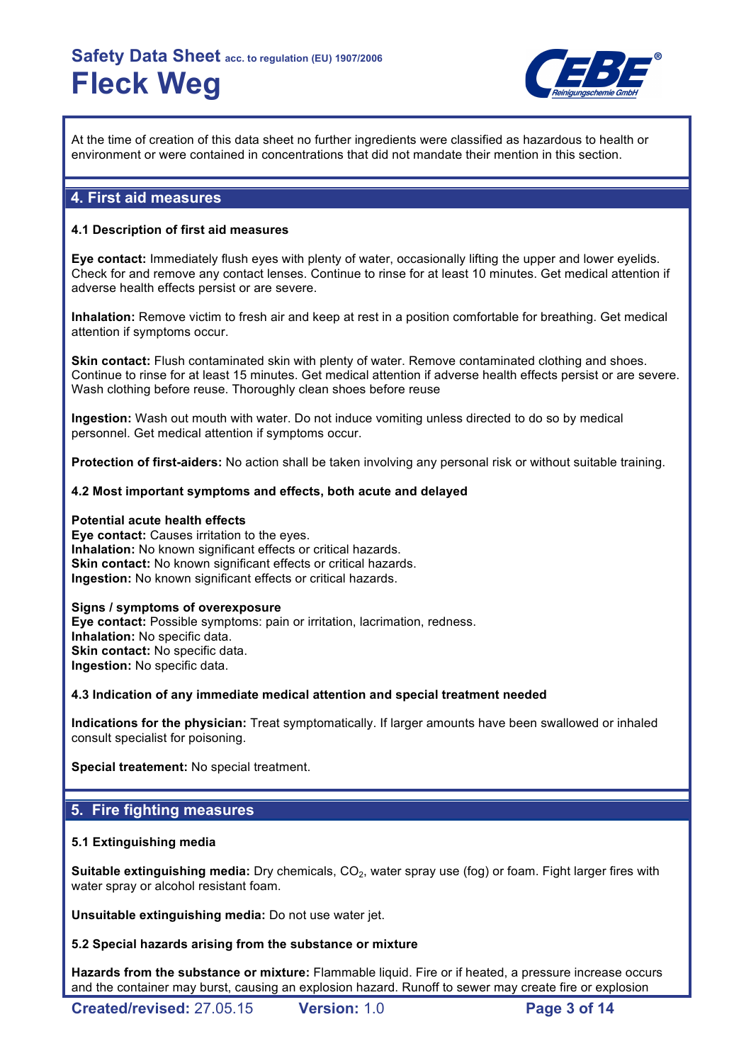At the time of creation of this data sheet no further ingredients were classified as hazardous to health or environment or were contained in concentrations that did not mandate their mention in this section.

## 4. First aid measures

### 4.1 Description of first aid measures

**Eye contact:** Immediately flush eyes with plenty of water, occasionally lifting the upper and lower eyelids. Check for and remove any contact lenses. Continue to rinse for at least 10 minutes. Get medical attention if adverse health effects persist or are severe.

**Inhalation:** Remove victim to fresh air and keep at rest in a position comfortable for breathing. Get medical attention if symptoms occur.

**Skin contact:** Flush contaminated skin with plenty of water. Remove contaminated clothing and shoes. Continue to rinse for at least 15 minutes. Get medical attention if adverse health effects persist or are severe. Wash clothing before reuse. Thoroughly clean shoes before reuse

**Ingestion:** Wash out mouth with water. Do not induce vomiting unless directed to do so by medical personnel. Get medical attention if symptoms occur.

**Protection of first-aiders:** No action shall be taken involving any personal risk or without suitable training.

### 4.2 Most important symptoms and effects, both acute and delayed

**Potential acute health effects**
**Eye contact:** Causes irritation to the eyes.
**Inhalation:** No known significant effects or critical hazards.
**Skin contact:** No known significant effects or critical hazards.
**Ingestion:** No known significant effects or critical hazards.

**Signs / symptoms of overexposure**
**Eye contact:** Possible symptoms: pain or irritation, lacrimation, redness.
**Inhalation:** No specific data.
**Skin contact:** No specific data.
**Ingestion:** No specific data.

### 4.3 Indication of any immediate medical attention and special treatment needed

**Indications for the physician:** Treat symptomatically. If larger amounts have been swallowed or inhaled consult specialist for poisoning.

**Special treatement:** No special treatment.

## 5. Fire fighting measures

### 5.1 Extinguishing media

**Suitable extinguishing media:** Dry chemicals, $CO_2$, water spray use (fog) or foam. Fight larger fires with water spray or alcohol resistant foam.

**Unsuitable extinguishing media:** Do not use water jet.

### 5.2 Special hazards arising from the substance or mixture

**Hazards from the substance or mixture:** Flammable liquid. Fire or if heated, a pressure increase occurs and the container may burst, causing an explosion hazard. Runoff to sewer may create fire or explosion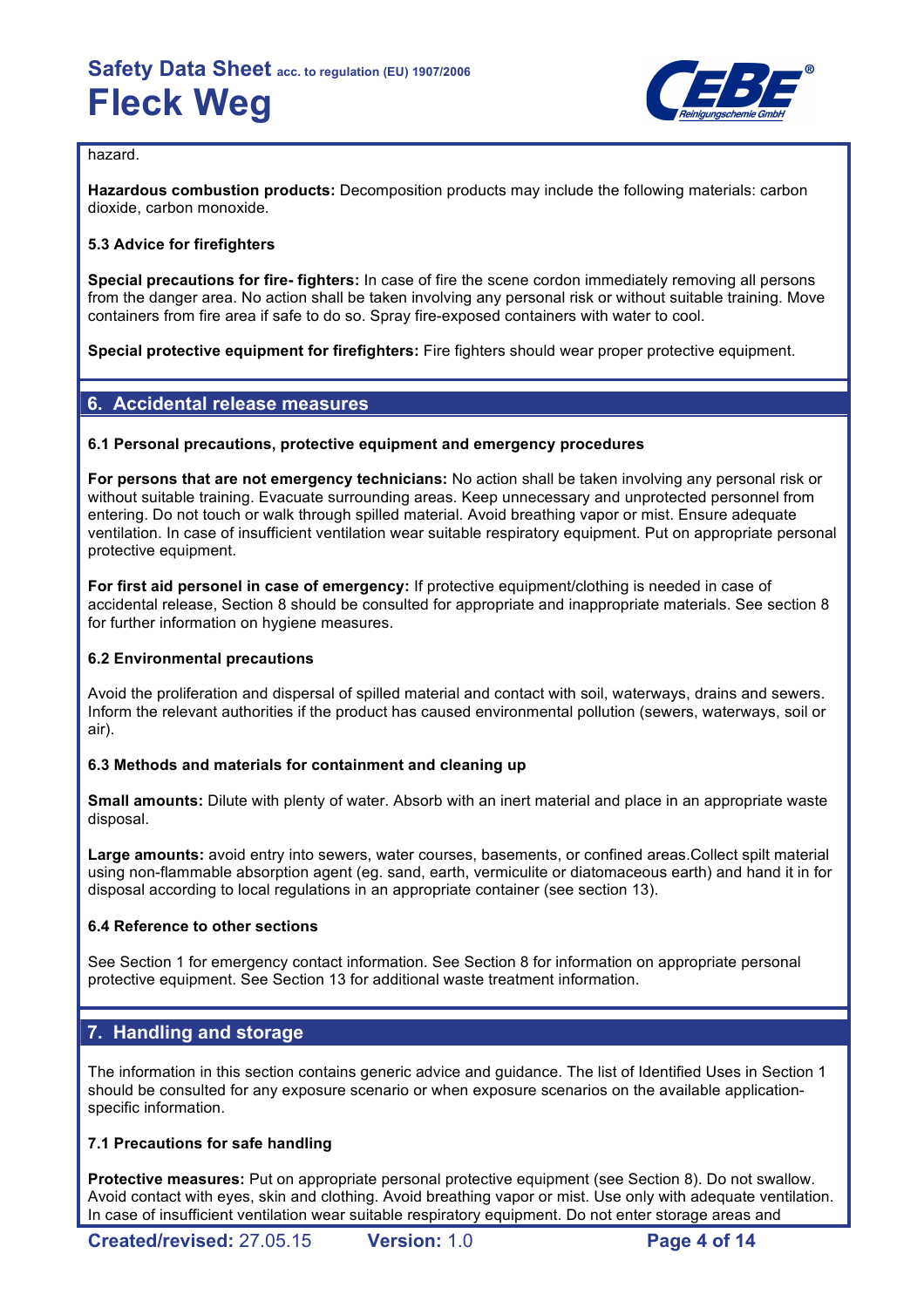hazard.

**Hazardous combustion products:** Decomposition products may include the following materials: carbon dioxide, carbon monoxide.

**5.3 Advice for firefighters**

**Special precautions for fire- fighters:** In case of fire the scene cordon immediately removing all persons from the danger area. No action shall be taken involving any personal risk or without suitable training. Move containers from fire area if safe to do so. Spray fire-exposed containers with water to cool.

**Special protective equipment for firefighters:** Fire fighters should wear proper protective equipment.

## 6. Accidental release measures

**6.1 Personal precautions, protective equipment and emergency procedures**

**For persons that are not emergency technicians:** No action shall be taken involving any personal risk or without suitable training. Evacuate surrounding areas. Keep unnecessary and unprotected personnel from entering. Do not touch or walk through spilled material. Avoid breathing vapor or mist. Ensure adequate ventilation. In case of insufficient ventilation wear suitable respiratory equipment. Put on appropriate personal protective equipment.

**For first aid personel in case of emergency:** If protective equipment/clothing is needed in case of accidental release, Section 8 should be consulted for appropriate and inappropriate materials. See section 8 for further information on hygiene measures.

**6.2 Environmental precautions**

Avoid the proliferation and dispersal of spilled material and contact with soil, waterways, drains and sewers. Inform the relevant authorities if the product has caused environmental pollution (sewers, waterways, soil or air).

**6.3 Methods and materials for containment and cleaning up**

**Small amounts:** Dilute with plenty of water. Absorb with an inert material and place in an appropriate waste disposal.

**Large amounts:** avoid entry into sewers, water courses, basements, or confined areas.Collect spilt material using non-flammable absorption agent (eg. sand, earth, vermiculite or diatomaceous earth) and hand it in for disposal according to local regulations in an appropriate container (see section 13).

**6.4 Reference to other sections**

See Section 1 for emergency contact information. See Section 8 for information on appropriate personal protective equipment. See Section 13 for additional waste treatment information.

## 7. Handling and storage

The information in this section contains generic advice and guidance. The list of Identified Uses in Section 1 should be consulted for any exposure scenario or when exposure scenarios on the available application-specific information.

**7.1 Precautions for safe handling**

**Protective measures:** Put on appropriate personal protective equipment (see Section 8). Do not swallow. Avoid contact with eyes, skin and clothing. Avoid breathing vapor or mist. Use only with adequate ventilation. In case of insufficient ventilation wear suitable respiratory equipment. Do not enter storage areas and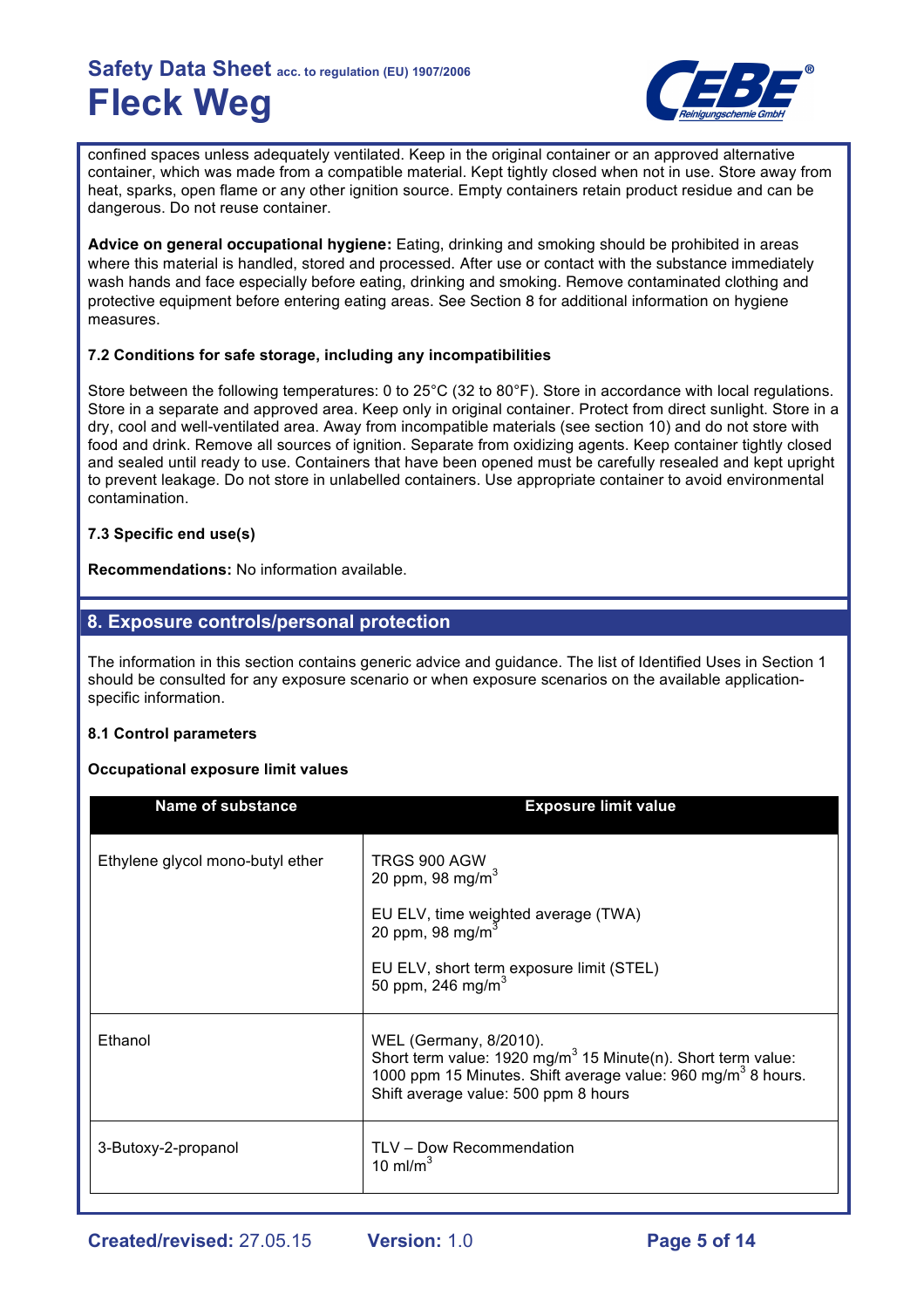confined spaces unless adequately ventilated. Keep in the original container or an approved alternative container, which was made from a compatible material. Kept tightly closed when not in use. Store away from heat, sparks, open flame or any other ignition source. Empty containers retain product residue and can be dangerous. Do not reuse container.

**Advice on general occupational hygiene:** Eating, drinking and smoking should be prohibited in areas where this material is handled, stored and processed. After use or contact with the substance immediately wash hands and face especially before eating, drinking and smoking. Remove contaminated clothing and protective equipment before entering eating areas. See Section 8 for additional information on hygiene measures.

### 7.2 Conditions for safe storage, including any incompatibilities

Store between the following temperatures: 0 to 25°C (32 to 80°F). Store in accordance with local regulations. Store in a separate and approved area. Keep only in original container. Protect from direct sunlight. Store in a dry, cool and well-ventilated area. Away from incompatible materials (see section 10) and do not store with food and drink. Remove all sources of ignition. Separate from oxidizing agents. Keep container tightly closed and sealed until ready to use. Containers that have been opened must be carefully resealed and kept upright to prevent leakage. Do not store in unlabelled containers. Use appropriate container to avoid environmental contamination.

### 7.3 Specific end use(s)

**Recommendations:** No information available.

## 8. Exposure controls/personal protection

The information in this section contains generic advice and guidance. The list of Identified Uses in Section 1 should be consulted for any exposure scenario or when exposure scenarios on the available application-specific information.

### 8.1 Control parameters

**Occupational exposure limit values**

| Name of substance | Exposure limit value |
|---|---|
| Ethylene glycol mono-butyl ether | TRGS 900 AGW<br>20 ppm, 98 mg/$m^3$<br><br>EU ELV, time weighted average (TWA)<br>20 ppm, 98 mg/$m^3$<br><br>EU ELV, short term exposure limit (STEL)<br>50 ppm, 246 mg/$m^3$ |
| Ethanol | WEL (Germany, 8/2010).<br>Short term value: 1920 mg/$m^3$ 15 Minute(n). Short term value: 1000 ppm 15 Minutes. Shift average value: 960 mg/$m^3$ 8 hours. Shift average value: 500 ppm 8 hours |
| 3-Butoxy-2-propanol | TLV – Dow Recommendation<br>10 ml/$m^3$ |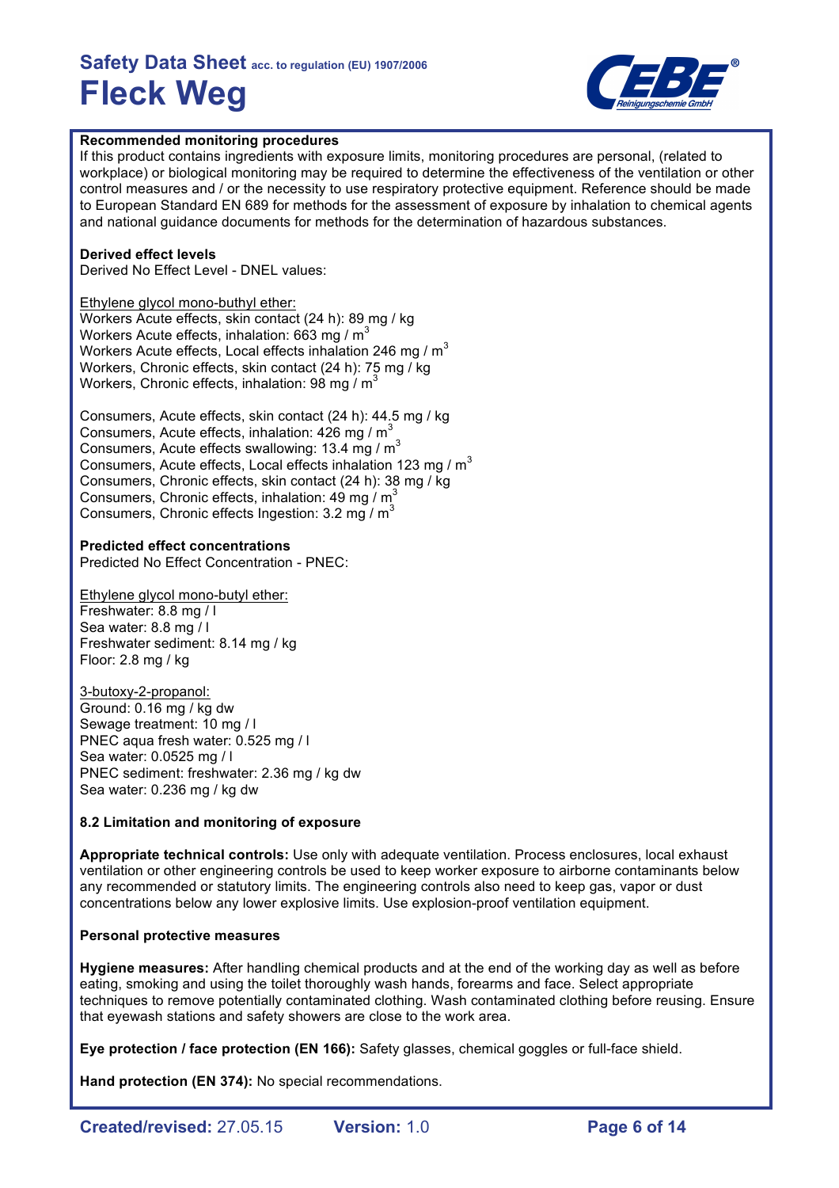**Recommended monitoring procedures**

If this product contains ingredients with exposure limits, monitoring procedures are personal, (related to workplace) or biological monitoring may be required to determine the effectiveness of the ventilation or other control measures and / or the necessity to use respiratory protective equipment. Reference should be made to European Standard EN 689 for methods for the assessment of exposure by inhalation to chemical agents and national guidance documents for methods for the determination of hazardous substances.

**Derived effect levels**

Derived No Effect Level - DNEL values:

<u>Ethylene glycol mono-buthyl ether:</u>
Workers Acute effects, skin contact (24 h): 89 mg / kg
Workers Acute effects, inhalation: 663 mg / $m^3$
Workers Acute effects, Local effects inhalation 246 mg / $m^3$
Workers, Chronic effects, skin contact (24 h): 75 mg / kg
Workers, Chronic effects, inhalation: 98 mg / $m^3$

Consumers, Acute effects, skin contact (24 h): 44.5 mg / kg
Consumers, Acute effects, inhalation: 426 mg / $m^3$
Consumers, Acute effects swallowing: 13.4 mg / $m^3$
Consumers, Acute effects, Local effects inhalation 123 mg / $m^3$
Consumers, Chronic effects, skin contact (24 h): 38 mg / kg
Consumers, Chronic effects, inhalation: 49 mg / $m^3$
Consumers, Chronic effects Ingestion: 3.2 mg / $m^3$

**Predicted effect concentrations**

Predicted No Effect Concentration - PNEC:

<u>Ethylene glycol mono-butyl ether:</u>
Freshwater: 8.8 mg / l
Sea water: 8.8 mg / l
Freshwater sediment: 8.14 mg / kg
Floor: 2.8 mg / kg

<u>3-butoxy-2-propanol:</u>
Ground: 0.16 mg / kg dw
Sewage treatment: 10 mg / l
PNEC aqua fresh water: 0.525 mg / l
Sea water: 0.0525 mg / l
PNEC sediment: freshwater: 2.36 mg / kg dw
Sea water: 0.236 mg / kg dw

**8.2 Limitation and monitoring of exposure**

**Appropriate technical controls:** Use only with adequate ventilation. Process enclosures, local exhaust ventilation or other engineering controls be used to keep worker exposure to airborne contaminants below any recommended or statutory limits. The engineering controls also need to keep gas, vapor or dust concentrations below any lower explosive limits. Use explosion-proof ventilation equipment.

**Personal protective measures**

**Hygiene measures:** After handling chemical products and at the end of the working day as well as before eating, smoking and using the toilet thoroughly wash hands, forearms and face. Select appropriate techniques to remove potentially contaminated clothing. Wash contaminated clothing before reusing. Ensure that eyewash stations and safety showers are close to the work area.

**Eye protection / face protection (EN 166):** Safety glasses, chemical goggles or full-face shield.

**Hand protection (EN 374):** No special recommendations.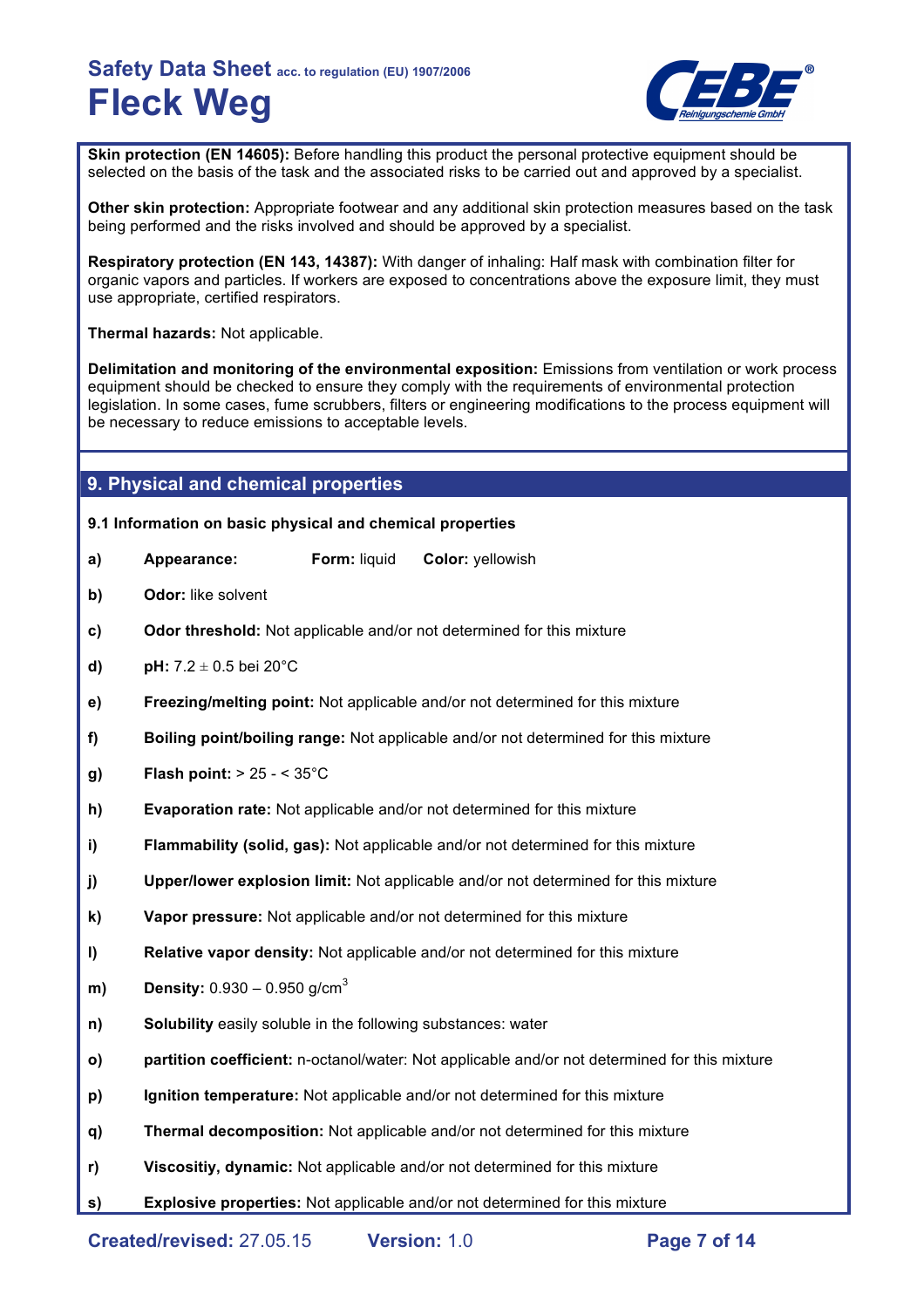**Skin protection (EN 14605):** Before handling this product the personal protective equipment should be selected on the basis of the task and the associated risks to be carried out and approved by a specialist.

**Other skin protection:** Appropriate footwear and any additional skin protection measures based on the task being performed and the risks involved and should be approved by a specialist.

**Respiratory protection (EN 143, 14387):** With danger of inhaling: Half mask with combination filter for organic vapors and particles. If workers are exposed to concentrations above the exposure limit, they must use appropriate, certified respirators.

**Thermal hazards:** Not applicable.

**Delimitation and monitoring of the environmental exposition:** Emissions from ventilation or work process equipment should be checked to ensure they comply with the requirements of environmental protection legislation. In some cases, fume scrubbers, filters or engineering modifications to the process equipment will be necessary to reduce emissions to acceptable levels.

## 9. Physical and chemical properties

### 9.1 Information on basic physical and chemical properties

- **a)** **Appearance:** **Form:** liquid **Color:** yellowish
- **b)** **Odor:** like solvent
- **c)** **Odor threshold:** Not applicable and/or not determined for this mixture
- **d)** **pH:** 7.2 ± 0.5 bei 20°C
- **e)** **Freezing/melting point:** Not applicable and/or not determined for this mixture
- **f)** **Boiling point/boiling range:** Not applicable and/or not determined for this mixture
- **g)** **Flash point:** > 25 - < 35°C
- **h)** **Evaporation rate:** Not applicable and/or not determined for this mixture
- **i)** **Flammability (solid, gas):** Not applicable and/or not determined for this mixture
- **j)** **Upper/lower explosion limit:** Not applicable and/or not determined for this mixture
- **k)** **Vapor pressure:** Not applicable and/or not determined for this mixture
- **l)** **Relative vapor density:** Not applicable and/or not determined for this mixture
- **m)** **Density:** 0.930 – 0.950 g/cm$^3$
- **n)** **Solubility** easily soluble in the following substances: water
- **o)** **partition coefficient:** n-octanol/water: Not applicable and/or not determined for this mixture
- **p)** **Ignition temperature:** Not applicable and/or not determined for this mixture
- **q)** **Thermal decomposition:** Not applicable and/or not determined for this mixture
- **r)** **Viscositiy, dynamic:** Not applicable and/or not determined for this mixture
- **s)** **Explosive properties:** Not applicable and/or not determined for this mixture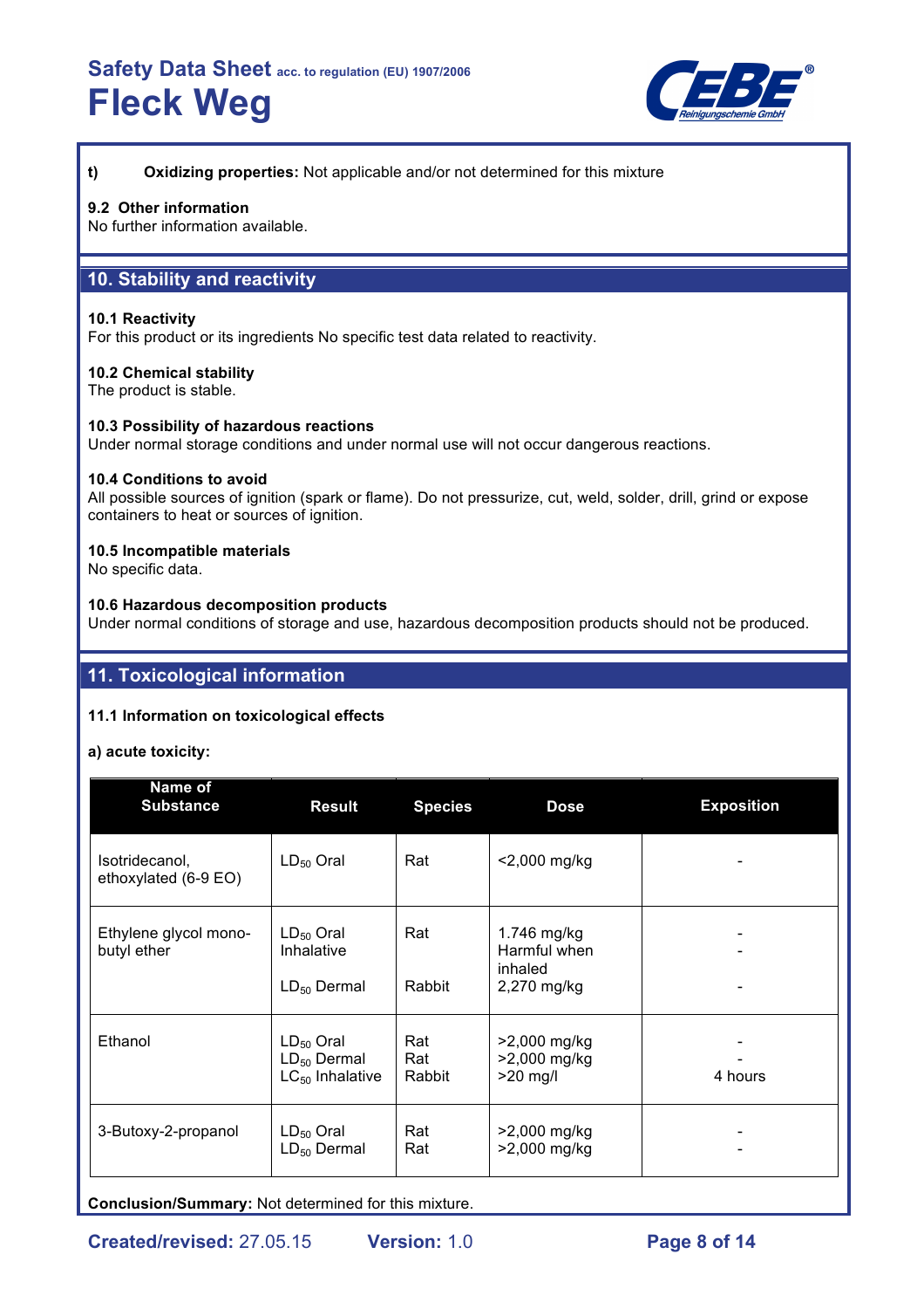**t) Oxidizing properties:** Not applicable and/or not determined for this mixture

**9.2 Other information**
No further information available.

## 10. Stability and reactivity

**10.1 Reactivity**
For this product or its ingredients No specific test data related to reactivity.

**10.2 Chemical stability**
The product is stable.

**10.3 Possibility of hazardous reactions**
Under normal storage conditions and under normal use will not occur dangerous reactions.

**10.4 Conditions to avoid**
All possible sources of ignition (spark or flame). Do not pressurize, cut, weld, solder, drill, grind or expose containers to heat or sources of ignition.

**10.5 Incompatible materials**
No specific data.

**10.6 Hazardous decomposition products**
Under normal conditions of storage and use, hazardous decomposition products should not be produced.

## 11. Toxicological information

**11.1 Information on toxicological effects**

**a) acute toxicity:**

| Name of Substance | Result | Species | Dose | Exposition |
|---|---|---|---|---|
| Isotridecanol, ethoxylated (6-9 EO) | $LD_{50}$ Oral | Rat | <2,000 mg/kg | - |
| Ethylene glycol mono-butyl ether | $LD_{50}$ Oral<br>Inhalative<br>$LD_{50}$ Dermal | Rat<br><br>Rabbit | 1.746 mg/kg<br>Harmful when inhaled<br>2,270 mg/kg | -<br>-<br>- |
| Ethanol | $LD_{50}$ Oral<br>$LD_{50}$ Dermal<br>$LC_{50}$ Inhalative | Rat<br>Rat<br>Rabbit | >2,000 mg/kg<br>>2,000 mg/kg<br>>20 mg/l | -<br>-<br>4 hours |
| 3-Butoxy-2-propanol | $LD_{50}$ Oral<br>$LD_{50}$ Dermal | Rat<br>Rat | >2,000 mg/kg<br>>2,000 mg/kg | -<br>- |

**Conclusion/Summary:** Not determined for this mixture.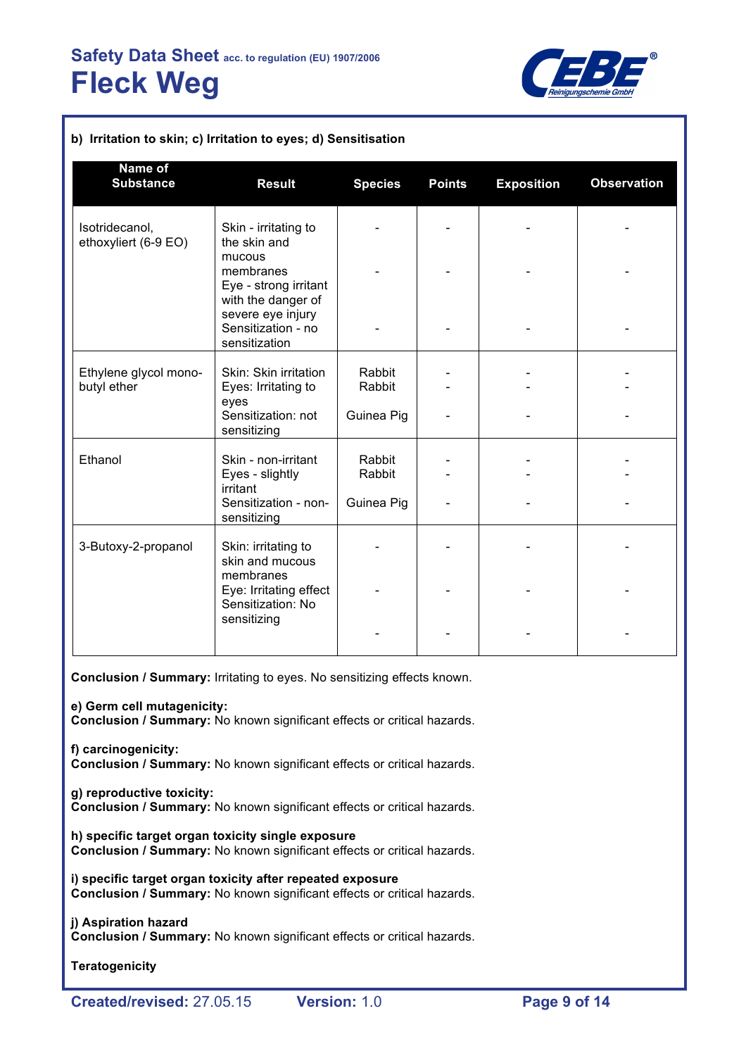**b) Irritation to skin; c) Irritation to eyes; d) Sensitisation**

| Name of Substance | Result | Species | Points | Exposition | Observation |
|---|---|---|---|---|---|
| Isotridecanol, ethoxyliert (6-9 EO) | Skin - irritating to the skin and mucous membranes<br>Eye - strong irritant with the danger of severe eye injury<br>Sensitization - no sensitization | -<br>-<br>- | -<br>-<br>- | -<br>-<br>- | -<br>-<br>- |
| Ethylene glycol mono-butyl ether | Skin: Skin irritation<br>Eyes: Irritating to eyes<br>Sensitization: not sensitizing | Rabbit<br>Rabbit<br>Guinea Pig | -<br>-<br>- | -<br>-<br>- | -<br>-<br>- |
| Ethanol | Skin - non-irritant<br>Eyes - slightly irritant<br>Sensitization - non-sensitizing | Rabbit<br>Rabbit<br>Guinea Pig | -<br>-<br>- | -<br>-<br>- | -<br>-<br>- |
| 3-Butoxy-2-propanol | Skin: irritating to skin and mucous membranes<br>Eye: Irritating effect<br>Sensitization: No sensitizing | -<br>-<br>- | -<br>-<br>- | -<br>-<br>- | -<br>-<br>- |

**Conclusion / Summary:** Irritating to eyes. No sensitizing effects known.

**e) Germ cell mutagenicity:**
**Conclusion / Summary:** No known significant effects or critical hazards.

**f) carcinogenicity:**
**Conclusion / Summary:** No known significant effects or critical hazards.

**g) reproductive toxicity:**
**Conclusion / Summary:** No known significant effects or critical hazards.

**h) specific target organ toxicity single exposure**
**Conclusion / Summary:** No known significant effects or critical hazards.

**i) specific target organ toxicity after repeated exposure**
**Conclusion / Summary:** No known significant effects or critical hazards.

**j) Aspiration hazard**
**Conclusion / Summary:** No known significant effects or critical hazards.

**Teratogenicity**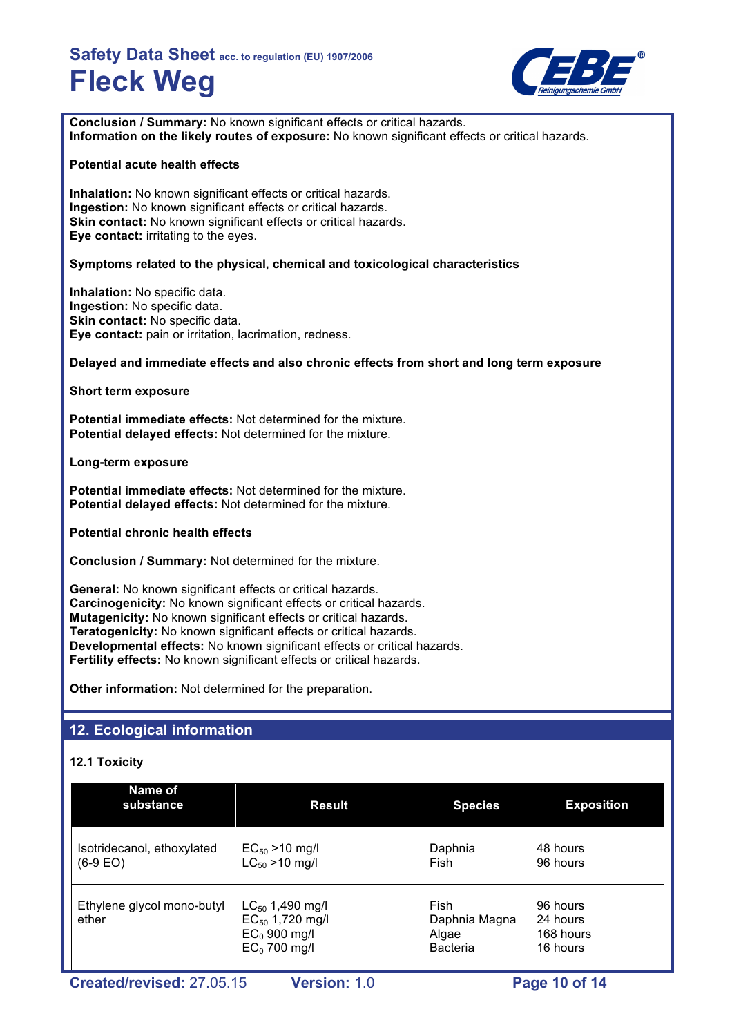**Conclusion / Summary:** No known significant effects or critical hazards.
**Information on the likely routes of exposure:** No known significant effects or critical hazards.

**Potential acute health effects**

**Inhalation:** No known significant effects or critical hazards.
**Ingestion:** No known significant effects or critical hazards.
**Skin contact:** No known significant effects or critical hazards.
**Eye contact:** irritating to the eyes.

**Symptoms related to the physical, chemical and toxicological characteristics**

**Inhalation:** No specific data.
**Ingestion:** No specific data.
**Skin contact:** No specific data.
**Eye contact:** pain or irritation, lacrimation, redness.

**Delayed and immediate effects and also chronic effects from short and long term exposure**

**Short term exposure**

**Potential immediate effects:** Not determined for the mixture.
**Potential delayed effects:** Not determined for the mixture.

**Long-term exposure**

**Potential immediate effects:** Not determined for the mixture.
**Potential delayed effects:** Not determined for the mixture.

**Potential chronic health effects**

**Conclusion / Summary:** Not determined for the mixture.

**General:** No known significant effects or critical hazards.
**Carcinogenicity:** No known significant effects or critical hazards.
**Mutagenicity:** No known significant effects or critical hazards.
**Teratogenicity:** No known significant effects or critical hazards.
**Developmental effects:** No known significant effects or critical hazards.
**Fertility effects:** No known significant effects or critical hazards.

**Other information:** Not determined for the preparation.

## 12. Ecological information

### 12.1 Toxicity

| Name of substance | Result | Species | Exposition |
|---|---|---|---|
| Isotridecanol, ethoxylated (6-9 EO) | $EC_{50}$ >10 mg/l<br>$LC_{50}$ >10 mg/l | Daphnia<br>Fish | 48 hours<br>96 hours |
| Ethylene glycol mono-butyl ether | $LC_{50}$ 1,490 mg/l<br>$EC_{50}$ 1,720 mg/l<br>$EC_0$ 900 mg/l<br>$EC_0$ 700 mg/l | Fish<br>Daphnia Magna<br>Algae<br>Bacteria | 96 hours<br>24 hours<br>168 hours<br>16 hours |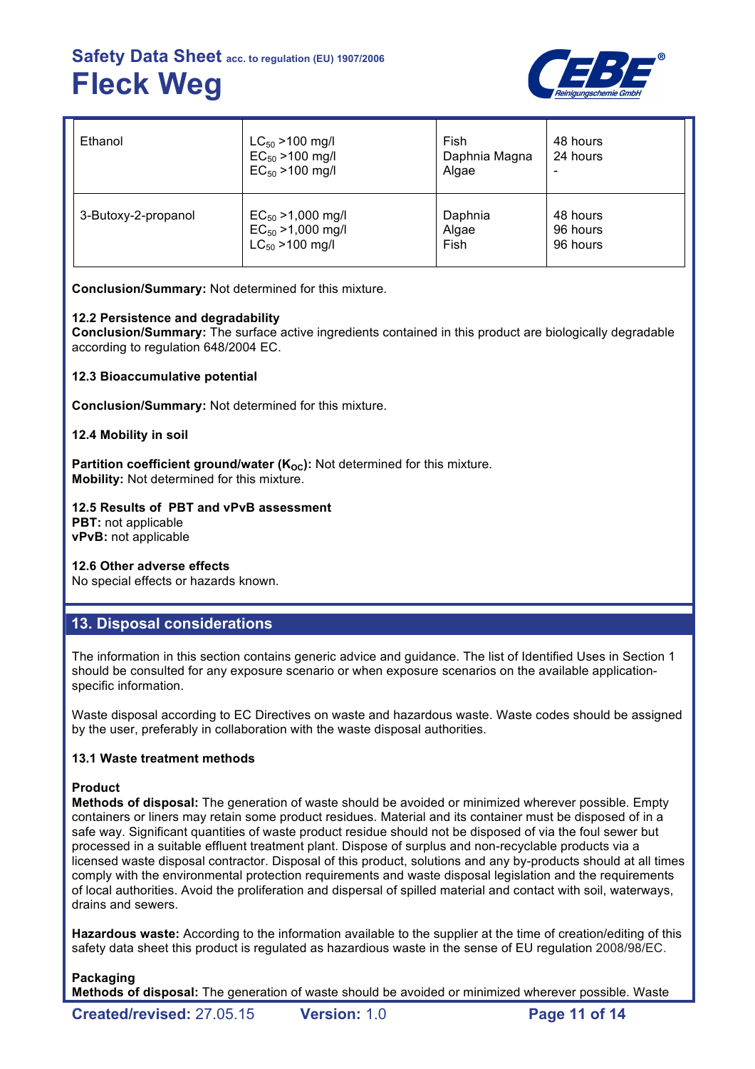| Ethanol | $LC_{50}$ >100 mg/l<br>$EC_{50}$ >100 mg/l<br>$EC_{50}$ >100 mg/l | Fish<br>Daphnia Magna<br>Algae | 48 hours<br>24 hours<br>- |
|---|---|---|---|
| 3-Butoxy-2-propanol | $EC_{50}$ >1,000 mg/l<br>$EC_{50}$ >1,000 mg/l<br>$LC_{50}$ >100 mg/l | Daphnia<br>Algae<br>Fish | 48 hours<br>96 hours<br>96 hours |

**Conclusion/Summary:** Not determined for this mixture.

**12.2 Persistence and degradability**
**Conclusion/Summary:** The surface active ingredients contained in this product are biologically degradable according to regulation 648/2004 EC.

**12.3 Bioaccumulative potential**

**Conclusion/Summary:** Not determined for this mixture.

**12.4 Mobility in soil**

**Partition coefficient ground/water ($K_{OC}$):** Not determined for this mixture.
**Mobility:** Not determined for this mixture.

**12.5 Results of PBT and vPvB assessment**
**PBT:** not applicable
**vPvB:** not applicable

**12.6 Other adverse effects**
No special effects or hazards known.

## 13. Disposal considerations

The information in this section contains generic advice and guidance. The list of Identified Uses in Section 1 should be consulted for any exposure scenario or when exposure scenarios on the available application-specific information.

Waste disposal according to EC Directives on waste and hazardous waste. Waste codes should be assigned by the user, preferably in collaboration with the waste disposal authorities.

**13.1 Waste treatment methods**

**Product**
**Methods of disposal:** The generation of waste should be avoided or minimized wherever possible. Empty containers or liners may retain some product residues. Material and its container must be disposed of in a safe way. Significant quantities of waste product residue should not be disposed of via the foul sewer but processed in a suitable effluent treatment plant. Dispose of surplus and non-recyclable products via a licensed waste disposal contractor. Disposal of this product, solutions and any by-products should at all times comply with the environmental protection requirements and waste disposal legislation and the requirements of local authorities. Avoid the proliferation and dispersal of spilled material and contact with soil, waterways, drains and sewers.

**Hazardous waste:** According to the information available to the supplier at the time of creation/editing of this safety data sheet this product is regulated as hazardious waste in the sense of EU regulation 2008/98/EC.

**Packaging**
**Methods of disposal:** The generation of waste should be avoided or minimized wherever possible. Waste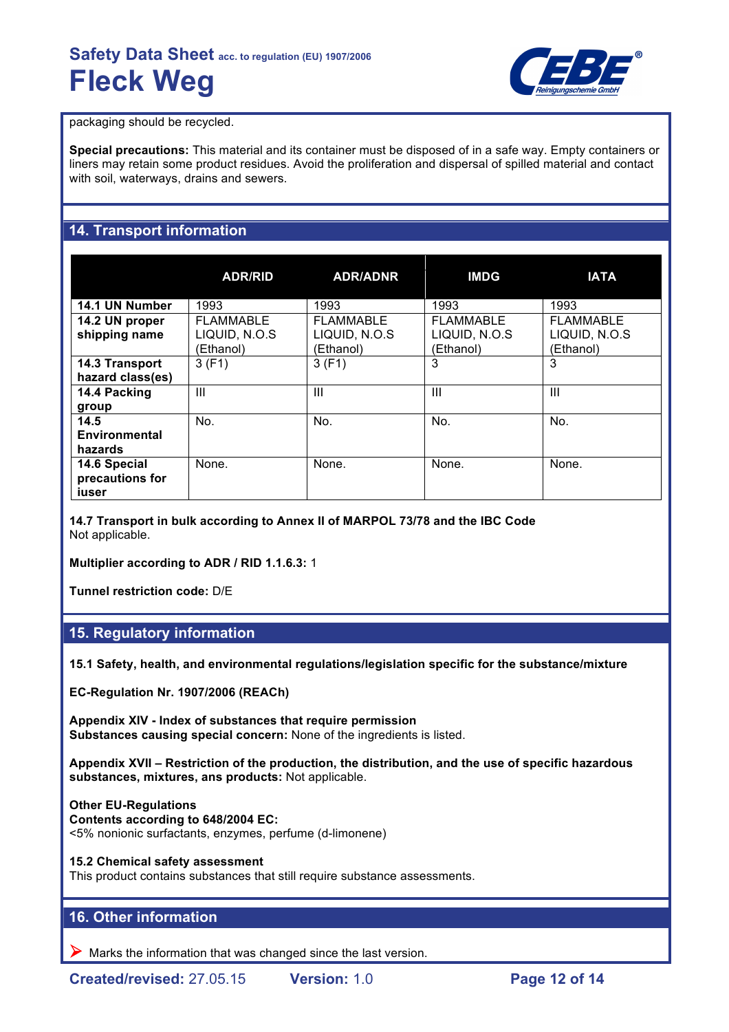packaging should be recycled.

**Special precautions:** This material and its container must be disposed of in a safe way. Empty containers or liners may retain some product residues. Avoid the proliferation and dispersal of spilled material and contact with soil, waterways, drains and sewers.

## 14. Transport information

| | ADR/RID | ADR/ADNR | IMDG | IATA |
|---|---|---|---|---|
| **14.1 UN Number** | 1993 | 1993 | 1993 | 1993 |
| **14.2 UN proper shipping name** | FLAMMABLE LIQUID, N.O.S (Ethanol) | FLAMMABLE LIQUID, N.O.S (Ethanol) | FLAMMABLE LIQUID, N.O.S (Ethanol) | FLAMMABLE LIQUID, N.O.S (Ethanol) |
| **14.3 Transport hazard class(es)** | 3 (F1) | 3 (F1) | 3 | 3 |
| **14.4 Packing group** | III | III | III | III |
| **14.5 Environmental hazards** | No. | No. | No. | No. |
| **14.6 Special precautions for iuser** | None. | None. | None. | None. |

**14.7 Transport in bulk according to Annex II of MARPOL 73/78 and the IBC Code**
Not applicable.

**Multiplier according to ADR / RID 1.1.6.3:** 1

**Tunnel restriction code:** D/E

## 15. Regulatory information

**15.1 Safety, health, and environmental regulations/legislation specific for the substance/mixture**

**EC-Regulation Nr. 1907/2006 (REACh)**

**Appendix XIV - Index of substances that require permission**
**Substances causing special concern:** None of the ingredients is listed.

**Appendix XVII – Restriction of the production, the distribution, and the use of specific hazardous substances, mixtures, ans products:** Not applicable.

**Other EU-Regulations**
**Contents according to 648/2004 EC:**
<5% nonionic surfactants, enzymes, perfume (d-limonene)

**15.2 Chemical safety assessment**
This product contains substances that still require substance assessments.

## 16. Other information

➢ Marks the information that was changed since the last version.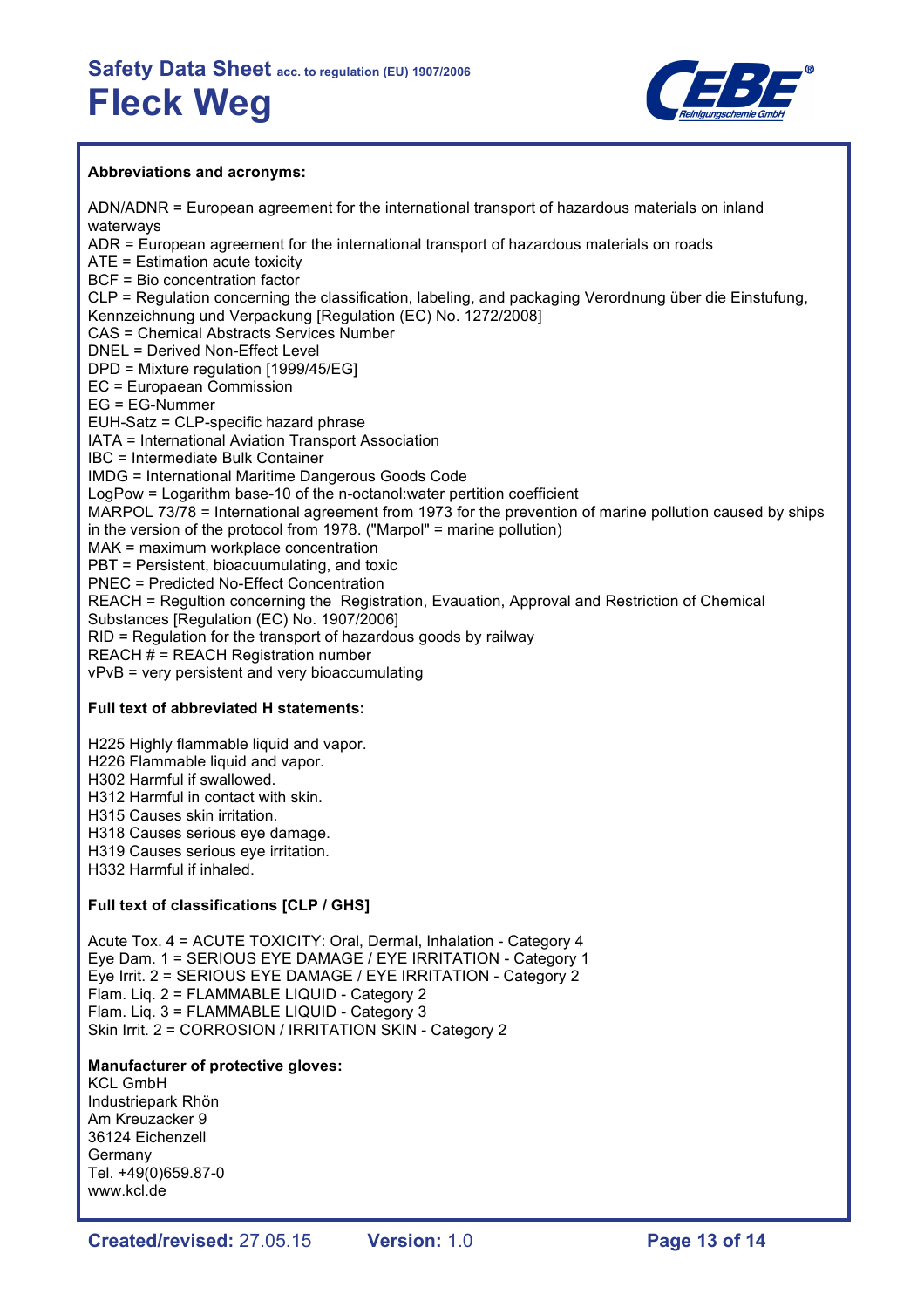**Abbreviations and acronyms:**

ADN/ADNR = European agreement for the international transport of hazardous materials on inland waterways
ADR = European agreement for the international transport of hazardous materials on roads
ATE = Estimation acute toxicity
BCF = Bio concentration factor
CLP = Regulation concerning the classification, labeling, and packaging Verordnung über die Einstufung, Kennzeichnung und Verpackung [Regulation (EC) No. 1272/2008]
CAS = Chemical Abstracts Services Number
DNEL = Derived Non-Effect Level
DPD = Mixture regulation [1999/45/EG]
EC = Europaean Commission
EG = EG-Nummer
EUH-Satz = CLP-specific hazard phrase
IATA = International Aviation Transport Association
IBC = Intermediate Bulk Container
IMDG = International Maritime Dangerous Goods Code
LogPow = Logarithm base-10 of the n-octanol:water pertition coefficient
MARPOL 73/78 = International agreement from 1973 for the prevention of marine pollution caused by ships in the version of the protocol from 1978. ("Marpol" = marine pollution)
MAK = maximum workplace concentration
PBT = Persistent, bioacuumulating, and toxic
PNEC = Predicted No-Effect Concentration
REACH = Regultion concerning the Registration, Evauation, Approval and Restriction of Chemical Substances [Regulation (EC) No. 1907/2006]
RID = Regulation for the transport of hazardous goods by railway
REACH # = REACH Registration number
vPvB = very persistent and very bioaccumulating

**Full text of abbreviated H statements:**

H225 Highly flammable liquid and vapor.
H226 Flammable liquid and vapor.
H302 Harmful if swallowed.
H312 Harmful in contact with skin.
H315 Causes skin irritation.
H318 Causes serious eye damage.
H319 Causes serious eye irritation.
H332 Harmful if inhaled.

**Full text of classifications [CLP / GHS]**

Acute Tox. 4 = ACUTE TOXICITY: Oral, Dermal, Inhalation - Category 4
Eye Dam. 1 = SERIOUS EYE DAMAGE / EYE IRRITATION - Category 1
Eye Irrit. 2 = SERIOUS EYE DAMAGE / EYE IRRITATION - Category 2
Flam. Liq. 2 = FLAMMABLE LIQUID - Category 2
Flam. Liq. 3 = FLAMMABLE LIQUID - Category 3
Skin Irrit. 2 = CORROSION / IRRITATION SKIN - Category 2

**Manufacturer of protective gloves:**
KCL GmbH
Industriepark Rhön
Am Kreuzacker 9
36124 Eichenzell
Germany
Tel. +49(0)659.87-0
www.kcl.de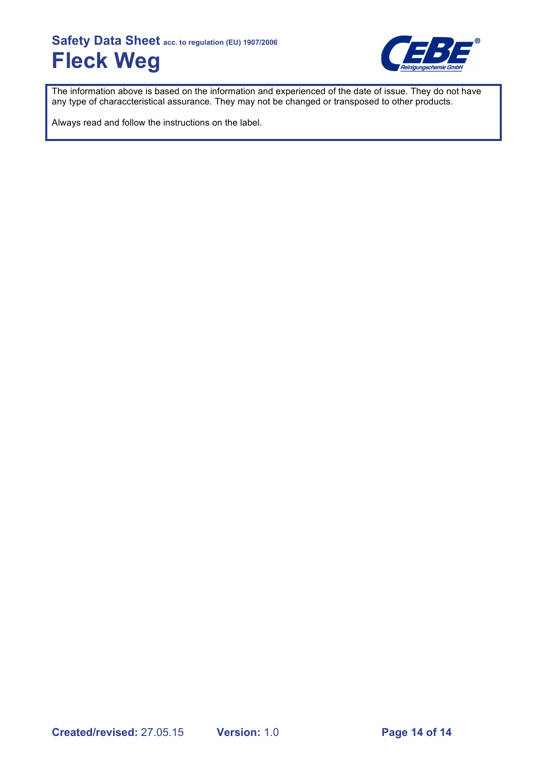The information above is based on the information and experienced of the date of issue. They do not have any type of characcteristical assurance. They may not be changed or transposed to other products.

Always read and follow the instructions on the label.